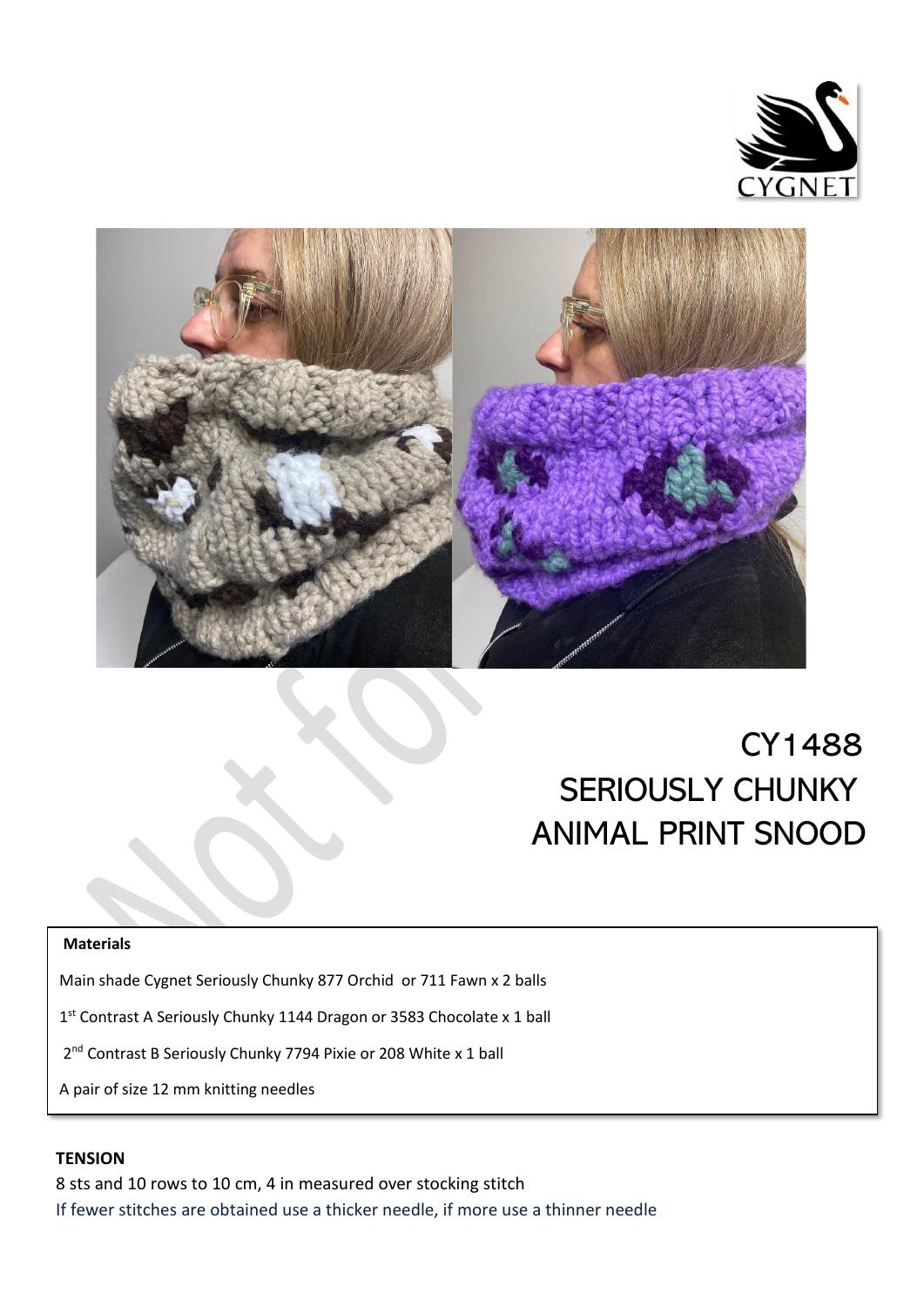# CY1488
# SERIOUSLY CHUNKY ANIMAL PRINT SNOOD

**Materials**

Main shade Cygnet Seriously Chunky 877 Orchid or 711 Fawn x 2 balls

1st Contrast A Seriously Chunky 1144 Dragon or 3583 Chocolate x 1 ball

2nd Contrast B Seriously Chunky 7794 Pixie or 208 White x 1 ball

A pair of size 12 mm knitting needles

**TENSION**

8 sts and 10 rows to 10 cm, 4 in measured over stocking stitch

If fewer stitches are obtained use a thicker needle, if more use a thinner needle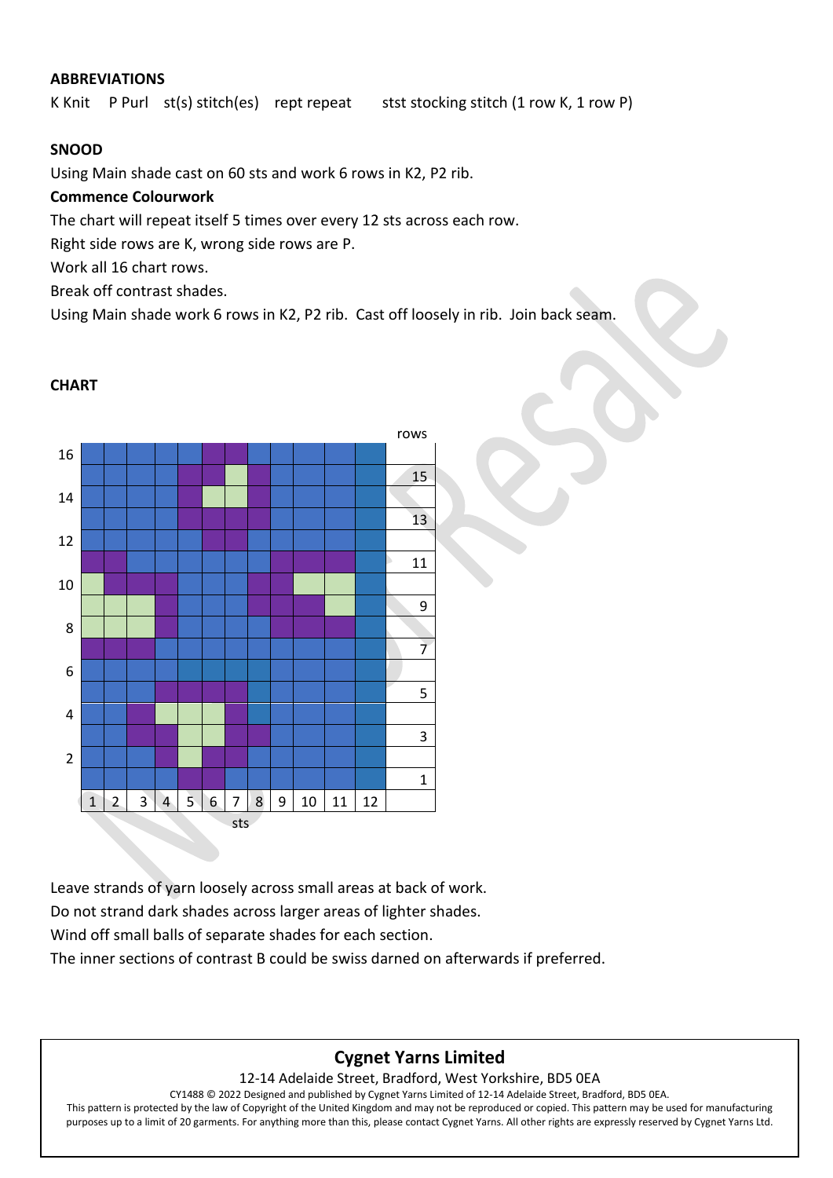**ABBREVIATIONS**

K Knit  P Purl  st(s) stitch(es)  rept repeat  stst stocking stitch (1 row K, 1 row P)

**SNOOD**

Using Main shade cast on 60 sts and work 6 rows in K2, P2 rib.

**Commence Colourwork**

The chart will repeat itself 5 times over every 12 sts across each row.

Right side rows are K, wrong side rows are P.

Work all 16 chart rows.

Break off contrast shades.

Using Main shade work 6 rows in K2, P2 rib. Cast off loosely in rib. Join back seam.

**CHART**

rows

16
15
14
13
12
11
10
9
8
7
6
5
4
3
2
1

1 2 3 4 5 6 7 8 9 10 11 12

sts

Leave strands of yarn loosely across small areas at back of work.

Do not strand dark shades across larger areas of lighter shades.

Wind off small balls of separate shades for each section.

The inner sections of contrast B could be swiss darned on afterwards if preferred.

**Cygnet Yarns Limited**

12-14 Adelaide Street, Bradford, West Yorkshire, BD5 0EA

CY1488 © 2022 Designed and published by Cygnet Yarns Limited of 12-14 Adelaide Street, Bradford, BD5 0EA.
This pattern is protected by the law of Copyright of the United Kingdom and may not be reproduced or copied. This pattern may be used for manufacturing purposes up to a limit of 20 garments. For anything more than this, please contact Cygnet Yarns. All other rights are expressly reserved by Cygnet Yarns Ltd.